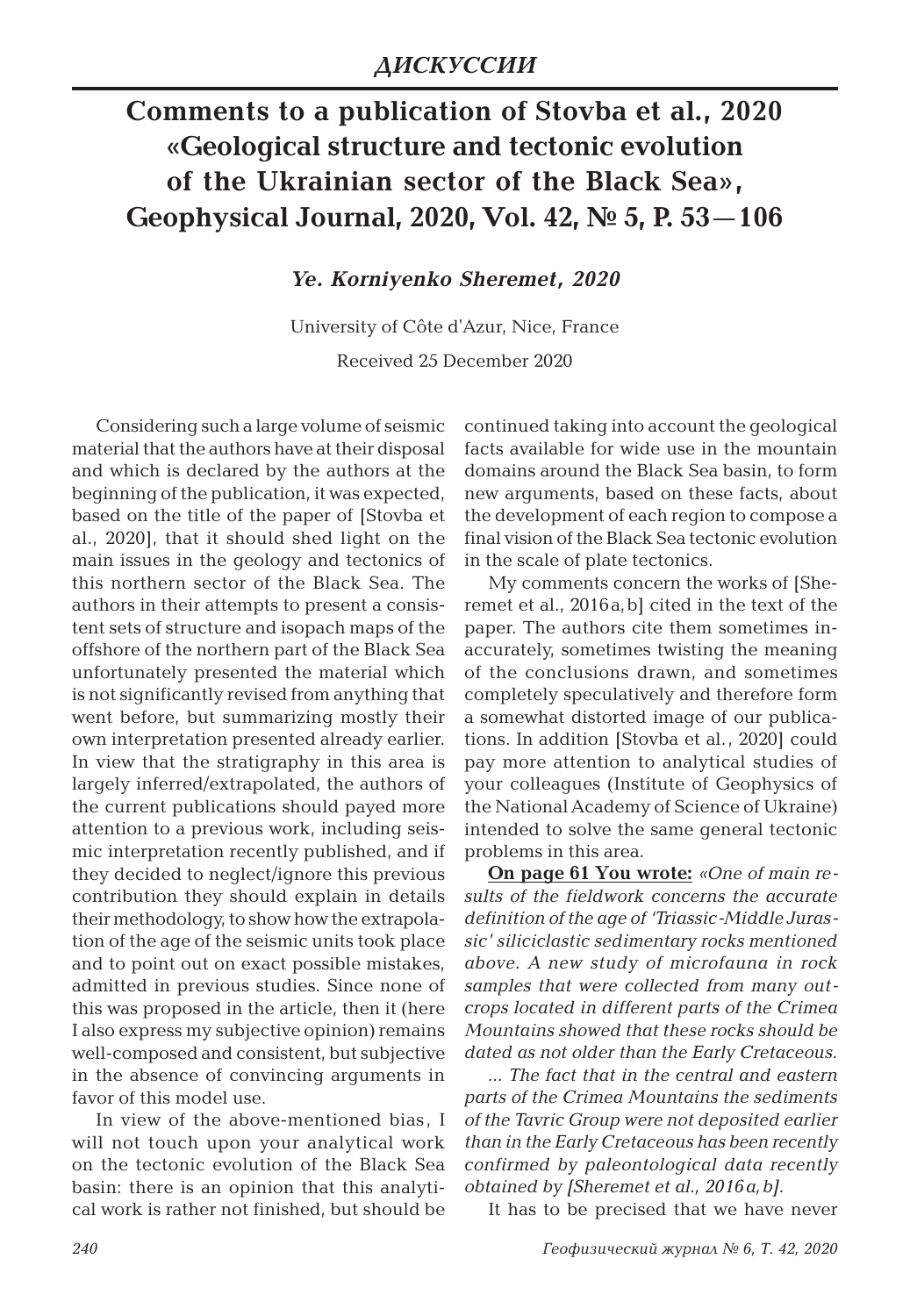*ДИСКУССИИ*

# Comments to a publication of Stovba et al., 2020 «Geological structure and tectonic evolution of the Ukrainian sector of the Black Sea», Geophysical Journal, 2020, Vol. 42, № 5, P. 53—106

***Ye. Korniyenko Sheremet, 2020***

University of Côte d'Azur, Nice, France

Received 25 December 2020

Considering such a large volume of seismic material that the authors have at their disposal and which is declared by the authors at the beginning of the publication, it was expected, based on the title of the paper of [Stovba et al., 2020], that it should shed light on the main issues in the geology and tectonics of this northern sector of the Black Sea. The authors in their attempts to present a consistent sets of structure and isopach maps of the offshore of the northern part of the Black Sea unfortunately presented the material which is not significantly revised from anything that went before, but summarizing mostly their own interpretation presented already earlier. In view that the stratigraphy in this area is largely inferred/extrapolated, the authors of the current publications should payed more attention to a previous work, including seismic interpretation recently published, and if they decided to neglect/ignore this previous contribution they should explain in details their methodology, to show how the extrapolation of the age of the seismic units took place and to point out on exact possible mistakes, admitted in previous studies. Since none of this was proposed in the article, then it (here I also express my subjective opinion) remains well-composed and consistent, but subjective in the absence of convincing arguments in favor of this model use.

In view of the above-mentioned bias, I will not touch upon your analytical work on the tectonic evolution of the Black Sea basin: there is an opinion that this analytical work is rather not finished, but should be continued taking into account the geological facts available for wide use in the mountain domains around the Black Sea basin, to form new arguments, based on these facts, about the development of each region to compose a final vision of the Black Sea tectonic evolution in the scale of plate tectonics.

My comments concern the works of [Sheremet et al., 2016a, b] cited in the text of the paper. The authors cite them sometimes inaccurately, sometimes twisting the meaning of the conclusions drawn, and sometimes completely speculatively and therefore form a somewhat distorted image of our publications. In addition [Stovba et al., 2020] could pay more attention to analytical studies of your colleagues (Institute of Geophysics of the National Academy of Science of Ukraine) intended to solve the same general tectonic problems in this area.

**On page 61 You wrote:** *«One of main results of the fieldwork concerns the accurate definition of the age of 'Triassic-Middle Jurassic' siliciclastic sedimentary rocks mentioned above. A new study of microfauna in rock samples that were collected from many outcrops located in different parts of the Crimea Mountains showed that these rocks should be dated as not older than the Early Cretaceous.*

*... The fact that in the central and eastern parts of the Crimea Mountains the sediments of the Tavric Group were not deposited earlier than in the Early Cretaceous has been recently confirmed by paleontological data recently obtained by [Sheremet et al., 2016a, b].*

It has to be precised that we have never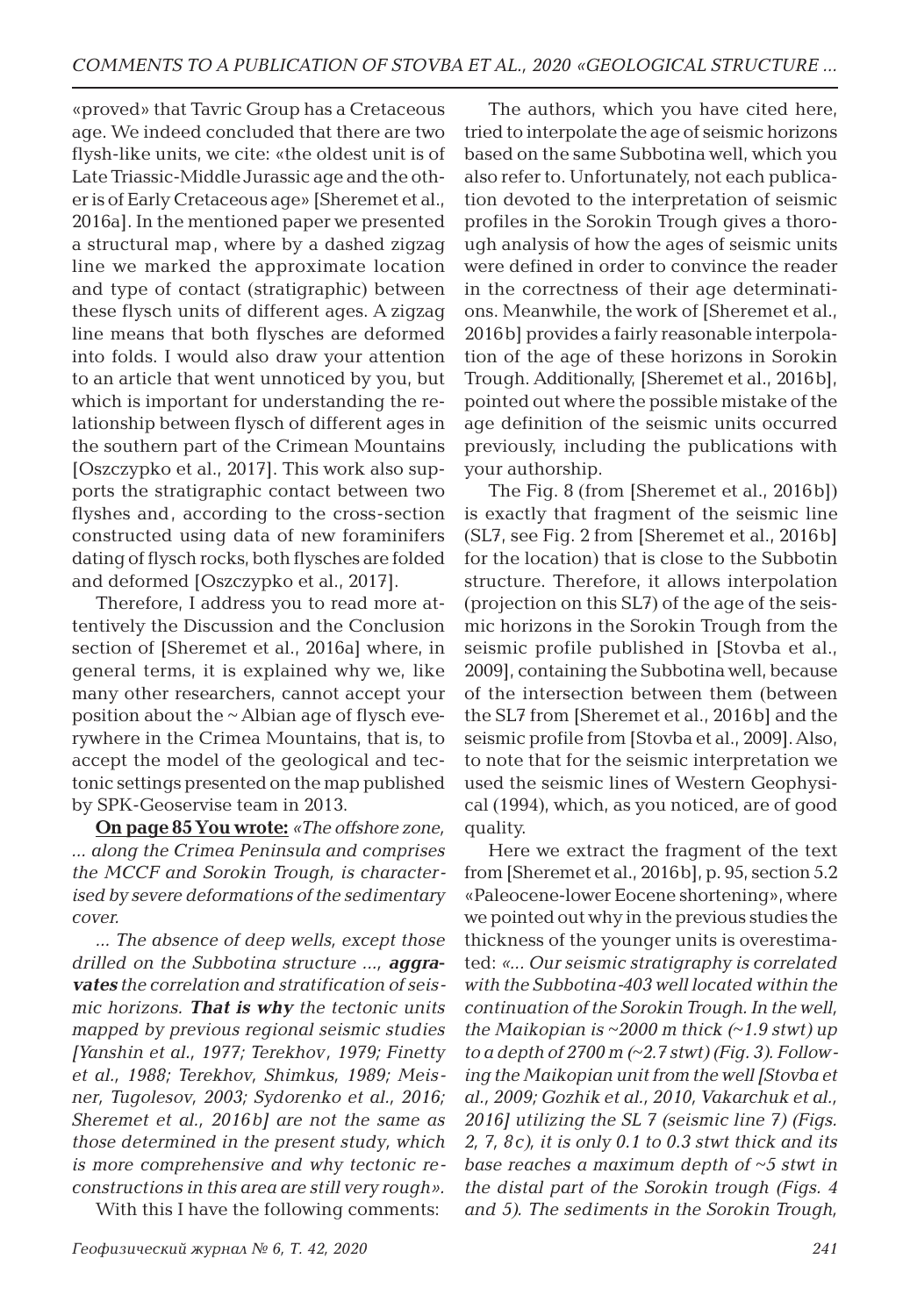«proved» that Tavric Group has a Cretaceous age. We indeed concluded that there are two flysh-like units, we cite: «the oldest unit is of Late Triassic-Middle Jurassic age and the other is of Early Cretaceous age» [Sheremet et al., 2016a]. In the mentioned paper we presented a structural map, where by a dashed zigzag line we marked the approximate location and type of contact (stratigraphic) between these flysch units of different ages. A zigzag line means that both flysches are deformed into folds. I would also draw your attention to an article that went unnoticed by you, but which is important for understanding the relationship between flysch of different ages in the southern part of the Crimean Mountains [Oszczypko et al., 2017]. This work also supports the stratigraphic contact between two flyshes and, according to the cross-section constructed using data of new foraminifers dating of flysch rocks, both flysches are folded and deformed [Oszczypko et al., 2017].

Therefore, I address you to read more attentively the Discussion and the Conclusion section of [Sheremet et al., 2016a] where, in general terms, it is explained why we, like many other researchers, cannot accept your position about the ~ Albian age of flysch everywhere in the Crimea Mountains, that is, to accept the model of the geological and tectonic settings presented on the map published by SPK-Geoservise team in 2013.

**On page 85 You wrote:** *«The offshore zone, ... along the Crimea Peninsula and comprises the MCCF and Sorokin Trough, is characterised by severe deformations of the sedimentary cover.*

*... The absence of deep wells, except those drilled on the Subbotina structure ..., **aggravates** the correlation and stratification of seismic horizons. **That is why** the tectonic units mapped by previous regional seismic studies [Yanshin et al., 1977; Terekhov, 1979; Finetty et al., 1988; Terekhov, Shimkus, 1989; Meisner, Tugolesov, 2003; Sydorenko et al., 2016; Sheremet et al., 2016b] are not the same as those determined in the present study, which is more comprehensive and why tectonic reconstructions in this area are still very rough».*

With this I have the following comments:

The authors, which you have cited here, tried to interpolate the age of seismic horizons based on the same Subbotina well, which you also refer to. Unfortunately, not each publication devoted to the interpretation of seismic profiles in the Sorokin Trough gives a thorough analysis of how the ages of seismic units were defined in order to convince the reader in the correctness of their age determinations. Meanwhile, the work of [Sheremet et al., 2016b] provides a fairly reasonable interpolation of the age of these horizons in Sorokin Trough. Additionally, [Sheremet et al., 2016b], pointed out where the possible mistake of the age definition of the seismic units occurred previously, including the publications with your authorship.

The Fig. 8 (from [Sheremet et al., 2016b]) is exactly that fragment of the seismic line (SL7, see Fig. 2 from [Sheremet et al., 2016b] for the location) that is close to the Subbotin structure. Therefore, it allows interpolation (projection on this SL7) of the age of the seismic horizons in the Sorokin Trough from the seismic profile published in [Stovba et al., 2009], containing the Subbotina well, because of the intersection between them (between the SL7 from [Sheremet et al., 2016b] and the seismic profile from [Stovba et al., 2009]. Also, to note that for the seismic interpretation we used the seismic lines of Western Geophysical (1994), which, as you noticed, are of good quality.

Here we extract the fragment of the text from [Sheremet et al., 2016b], p. 95, section 5.2 «Paleocene-lower Eocene shortening», where we pointed out why in the previous studies the thickness of the younger units is overestimated: *«... Our seismic stratigraphy is correlated with the Subbotina-403 well located within the continuation of the Sorokin Trough. In the well, the Maikopian is ~2000 m thick (~1.9 stwt) up to a depth of 2700 m (~2.7 stwt) (Fig. 3). Following the Maikopian unit from the well [Stovba et al., 2009; Gozhik et al., 2010, Vakarchuk et al., 2016] utilizing the SL 7 (seismic line 7) (Figs. 2, 7, 8c), it is only 0.1 to 0.3 stwt thick and its base reaches a maximum depth of ~5 stwt in the distal part of the Sorokin trough (Figs. 4 and 5). The sediments in the Sorokin Trough,*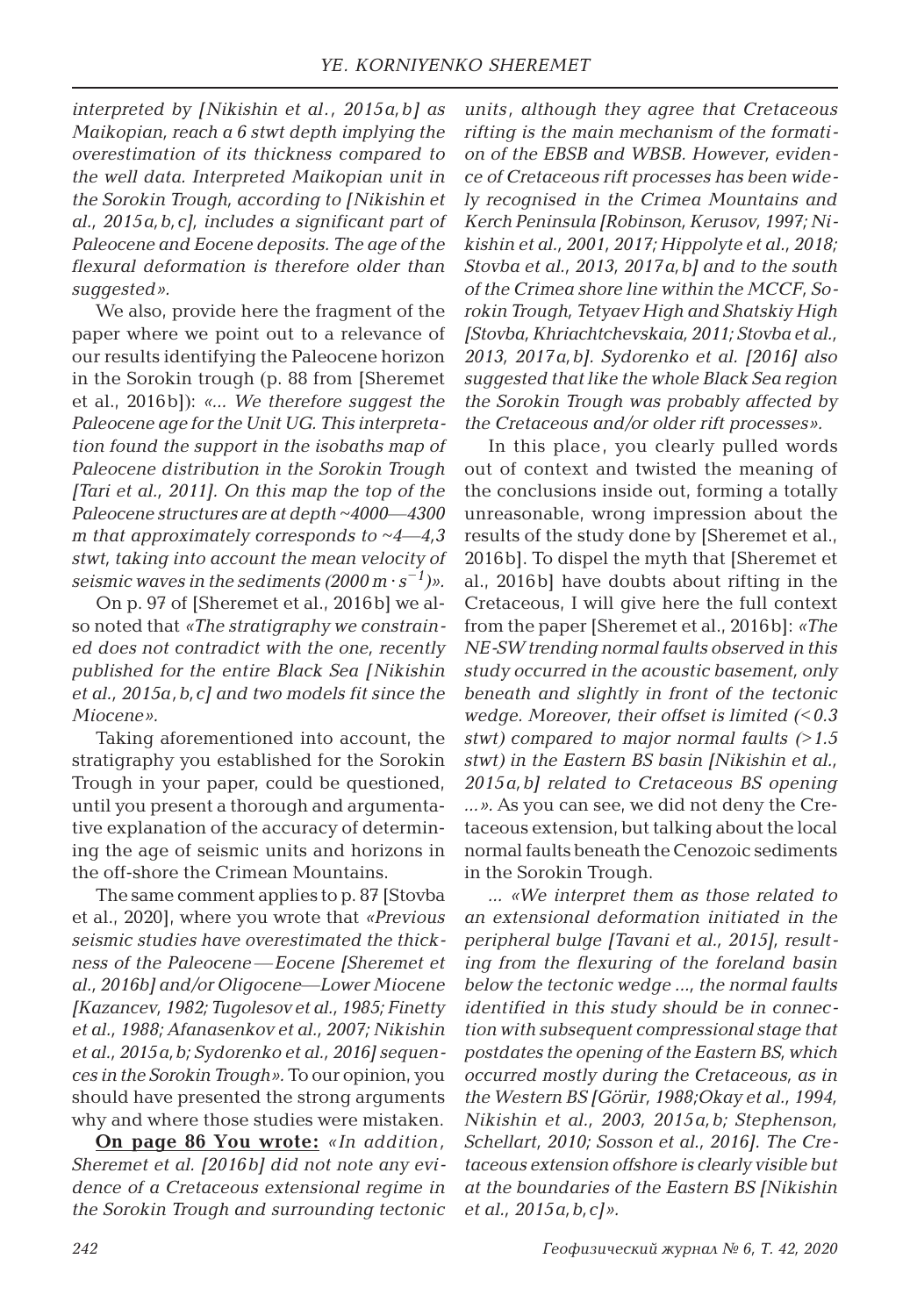*interpreted by [Nikishin et al., 2015a,b] as Maikopian, reach a 6 stwt depth implying the overestimation of its thickness compared to the well data. Interpreted Maikopian unit in the Sorokin Trough, according to [Nikishin et al., 2015a,b,c], includes a significant part of Paleocene and Eocene deposits. The age of the flexural deformation is therefore older than suggested».*

We also, provide here the fragment of the paper where we point out to a relevance of our results identifying the Paleocene horizon in the Sorokin trough (p. 88 from [Sheremet et al., 2016b]): *«... We therefore suggest the Paleocene age for the Unit UG. This interpretation found the support in the isobaths map of Paleocene distribution in the Sorokin Trough [Tari et al., 2011]. On this map the top of the Paleocene structures are at depth ~4000—4300 m that approximately corresponds to ~4—4,3 stwt, taking into account the mean velocity of seismic waves in the sediments (2000 $m \cdot s^{-1}$)».*

On p. 97 of [Sheremet et al., 2016b] we also noted that *«The stratigraphy we constrained does not contradict with the one, recently published for the entire Black Sea [Nikishin et al., 2015a,b,c] and two models fit since the Miocene».*

Taking aforementioned into account, the stratigraphy you established for the Sorokin Trough in your paper, could be questioned, until you present a thorough and argumentative explanation of the accuracy of determining the age of seismic units and horizons in the off-shore the Crimean Mountains.

The same comment applies to p. 87 [Stovba et al., 2020], where you wrote that *«Previous seismic studies have overestimated the thickness of the Paleocene—Eocene [Sheremet et al., 2016b] and/or Oligocene—Lower Miocene [Kazancev, 1982; Tugolesov et al., 1985; Finetty et al., 1988; Afanasenkov et al., 2007; Nikishin et al., 2015a,b; Sydorenko et al., 2016] sequences in the Sorokin Trough».* To our opinion, you should have presented the strong arguments why and where those studies were mistaken.

**On page 86 You wrote:** *«In addition, Sheremet et al. [2016b] did not note any evidence of a Cretaceous extensional regime in the Sorokin Trough and surrounding tectonic units, although they agree that Cretaceous rifting is the main mechanism of the formation of the EBSB and WBSB. However, evidence of Cretaceous rift processes has been widely recognised in the Crimea Mountains and Kerch Peninsula [Robinson, Kerusov, 1997; Nikishin et al., 2001, 2017; Hippolyte et al., 2018; Stovba et al., 2013, 2017a,b] and to the south of the Crimea shore line within the MCCF, Sorokin Trough, Tetyaev High and Shatskiy High [Stovba, Khriachtchevskaia, 2011; Stovba et al., 2013, 2017a,b]. Sydorenko et al. [2016] also suggested that like the whole Black Sea region the Sorokin Trough was probably affected by the Cretaceous and/or older rift processes».*

In this place, you clearly pulled words out of context and twisted the meaning of the conclusions inside out, forming a totally unreasonable, wrong impression about the results of the study done by [Sheremet et al., 2016b]. To dispel the myth that [Sheremet et al., 2016b] have doubts about rifting in the Cretaceous, I will give here the full context from the paper [Sheremet et al., 2016b]: *«The NE-SW trending normal faults observed in this study occurred in the acoustic basement, only beneath and slightly in front of the tectonic wedge. Moreover, their offset is limited (<0.3 stwt) compared to major normal faults (>1.5 stwt) in the Eastern BS basin [Nikishin et al., 2015a,b] related to Cretaceous BS opening ...».* As you can see, we did not deny the Cretaceous extension, but talking about the local normal faults beneath the Cenozoic sediments in the Sorokin Trough.

*... «We interpret them as those related to an extensional deformation initiated in the peripheral bulge [Tavani et al., 2015], resulting from the flexuring of the foreland basin below the tectonic wedge ..., the normal faults identified in this study should be in connection with subsequent compressional stage that postdates the opening of the Eastern BS, which occurred mostly during the Cretaceous, as in the Western BS [Görür, 1988;Okay et al., 1994, Nikishin et al., 2003, 2015a,b; Stephenson, Schellart, 2010; Sosson et al., 2016]. The Cretaceous extension offshore is clearly visible but at the boundaries of the Eastern BS [Nikishin et al., 2015a,b,c]».*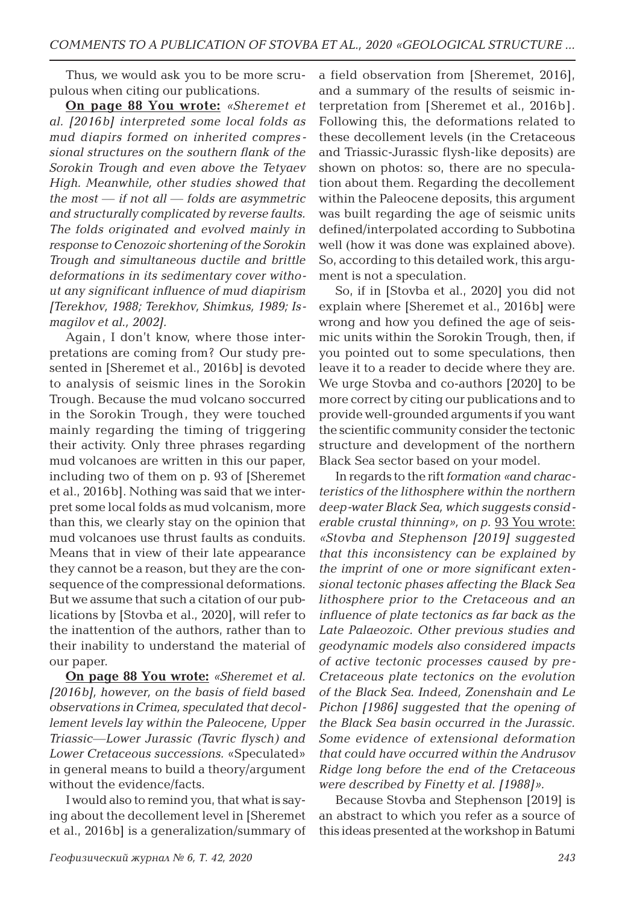Thus, we would ask you to be more scrupulous when citing our publications.

**On page 88 You wrote:** *«Sheremet et al. [2016b] interpreted some local folds as mud diapirs formed on inherited compressional structures on the southern flank of the Sorokin Trough and even above the Tetyaev High. Meanwhile, other studies showed that the most — if not all — folds are asymmetric and structurally complicated by reverse faults. The folds originated and evolved mainly in response to Cenozoic shortening of the Sorokin Trough and simultaneous ductile and brittle deformations in its sedimentary cover without any significant influence of mud diapirism [Terekhov, 1988; Terekhov, Shimkus, 1989; Ismagilov et al., 2002].*

Again, I don't know, where those interpretations are coming from? Our study presented in [Sheremet et al., 2016b] is devoted to analysis of seismic lines in the Sorokin Trough. Because the mud volcano soccurred in the Sorokin Trough, they were touched mainly regarding the timing of triggering their activity. Only three phrases regarding mud volcanoes are written in this our paper, including two of them on p. 93 of [Sheremet et al., 2016b]. Nothing was said that we interpret some local folds as mud volcanism, more than this, we clearly stay on the opinion that mud volcanoes use thrust faults as conduits. Means that in view of their late appearance they cannot be a reason, but they are the consequence of the compressional deformations. But we assume that such a citation of our publications by [Stovba et al., 2020], will refer to the inattention of the authors, rather than to their inability to understand the material of our paper.

**On page 88 You wrote:** *«Sheremet et al. [2016b], however, on the basis of field based observations in Crimea, speculated that decollement levels lay within the Paleocene, Upper Triassic—Lower Jurassic (Tavric flysch) and Lower Cretaceous successions.* «Speculated» in general means to build a theory/argument without the evidence/facts.

I would also to remind you, that what is saying about the decollement level in [Sheremet et al., 2016b] is a generalization/summary of a field observation from [Sheremet, 2016], and a summary of the results of seismic interpretation from [Sheremet et al., 2016b]. Following this, the deformations related to these decollement levels (in the Cretaceous and Triassic-Jurassic flysh-like deposits) are shown on photos: so, there are no speculation about them. Regarding the decollement within the Paleocene deposits, this argument was built regarding the age of seismic units defined/interpolated according to Subbotina well (how it was done was explained above). So, according to this detailed work, this argument is not a speculation.

So, if in [Stovba et al., 2020] you did not explain where [Sheremet et al., 2016b] were wrong and how you defined the age of seismic units within the Sorokin Trough, then, if you pointed out to some speculations, then leave it to a reader to decide where they are. We urge Stovba and co-authors [2020] to be more correct by citing our publications and to provide well-grounded arguments if you want the scientific community consider the tectonic structure and development of the northern Black Sea sector based on your model.

In regards to the rift *formation «and characteristics of the lithosphere within the northern deep-water Black Sea, which suggests considerable crustal thinning», on p.* 93 You wrote: *«Stovba and Stephenson [2019] suggested that this inconsistency can be explained by the imprint of one or more significant extensional tectonic phases affecting the Black Sea lithosphere prior to the Cretaceous and an influence of plate tectonics as far back as the Late Palaeozoic. Other previous studies and geodynamic models also considered impacts of active tectonic processes caused by pre-Cretaceous plate tectonics on the evolution of the Black Sea. Indeed, Zonenshain and Le Pichon [1986] suggested that the opening of the Black Sea basin occurred in the Jurassic. Some evidence of extensional deformation that could have occurred within the Andrusov Ridge long before the end of the Cretaceous were described by Finetty et al. [1988]».*

Because Stovba and Stephenson [2019] is an abstract to which you refer as a source of this ideas presented at the workshop in Batumi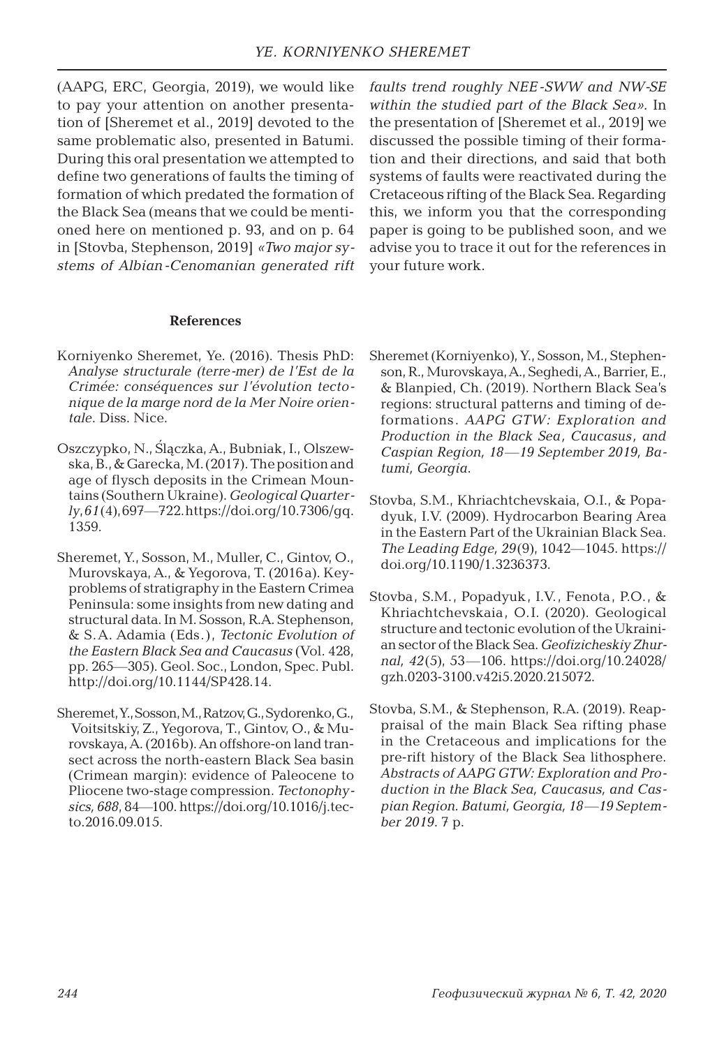(AAPG, ERC, Georgia, 2019), we would like to pay your attention on another presentation of [Sheremet et al., 2019] devoted to the same problematic also, presented in Batumi. During this oral presentation we attempted to define two generations of faults the timing of formation of which predated the formation of the Black Sea (means that we could be mentioned here on mentioned p. 93, and on p. 64 in [Stovba, Stephenson, 2019] *«Two major systems of Albian-Cenomanian generated rift faults trend roughly NEE-SWW and NW-SE within the studied part of the Black Sea».* In the presentation of [Sheremet et al., 2019] we discussed the possible timing of their formation and their directions, and said that both systems of faults were reactivated during the Cretaceous rifting of the Black Sea. Regarding this, we inform you that the corresponding paper is going to be published soon, and we advise you to trace it out for the references in your future work.

## References

Korniyenko Sheremet, Ye. (2016). Thesis PhD: *Analyse structurale (terre-mer) de l'Est de la Crimée: conséquences sur l'évolution tectonique de la marge nord de la Mer Noire orientale*. Diss. Nice.

Oszczypko, N., Ślączka, A., Bubniak, I., Olszewska, B., & Garecka, M. (2017). The position and age of flysch deposits in the Crimean Mountains (Southern Ukraine). *Geological Quarterly*, *61*(4), 697—722. https://doi.org/10.7306/gq.1359.

Sheremet, Y., Sosson, M., Muller, C., Gintov, O., Murovskaya, A., & Yegorova, T. (2016a). Key-problems of stratigraphy in the Eastern Crimea Peninsula: some insights from new dating and structural data. In M. Sosson, R.A. Stephenson, & S.A. Adamia (Eds.), *Tectonic Evolution of the Eastern Black Sea and Caucasus* (Vol. 428, pp. 265—305). Geol. Soc., London, Spec. Publ. http://doi.org/10.1144/SP428.14.

Sheremet, Y., Sosson, M., Ratzov, G., Sydorenko, G., Voitsitskiy, Z., Yegorova, T., Gintov, O., & Murovskaya, A. (2016b). An offshore-on land transect across the north-eastern Black Sea basin (Crimean margin): evidence of Paleocene to Pliocene two-stage compression. *Tectonophysics, 688*, 84—100. https://doi.org/10.1016/j.tecto.2016.09.015.

Sheremet (Korniyenko), Y., Sosson, M., Stephenson, R., Murovskaya, A., Seghedi, A., Barrier, E., & Blanpied, Ch. (2019). Northern Black Sea's regions: structural patterns and timing of deformations. *AAPG GTW: Exploration and Production in the Black Sea, Caucasus, and Caspian Region, 18—19 September 2019, Batumi, Georgia*.

Stovba, S.M., Khriachtchevskaia, O.I., & Popadyuk, I.V. (2009). Hydrocarbon Bearing Area in the Eastern Part of the Ukrainian Black Sea. *The Leading Edge, 29*(9), 1042—1045. https://doi.org/10.1190/1.3236373.

Stovba, S.M., Popadyuk, I.V., Fenota, P.O., & Khriachtchevskaia, O.I. (2020). Geological structure and tectonic evolution of the Ukrainian sector of the Black Sea. *Geofizicheskiy Zhurnal, 42*(5), 53—106. https://doi.org/10.24028/gzh.0203-3100.v42i5.2020.215072.

Stovba, S.M., & Stephenson, R.A. (2019). Reappraisal of the main Black Sea rifting phase in the Cretaceous and implications for the pre-rift history of the Black Sea lithosphere. *Abstracts of AAPG GTW: Exploration and Production in the Black Sea, Caucasus, and Caspian Region. Batumi, Georgia, 18—19 September 2019*. 7 p.